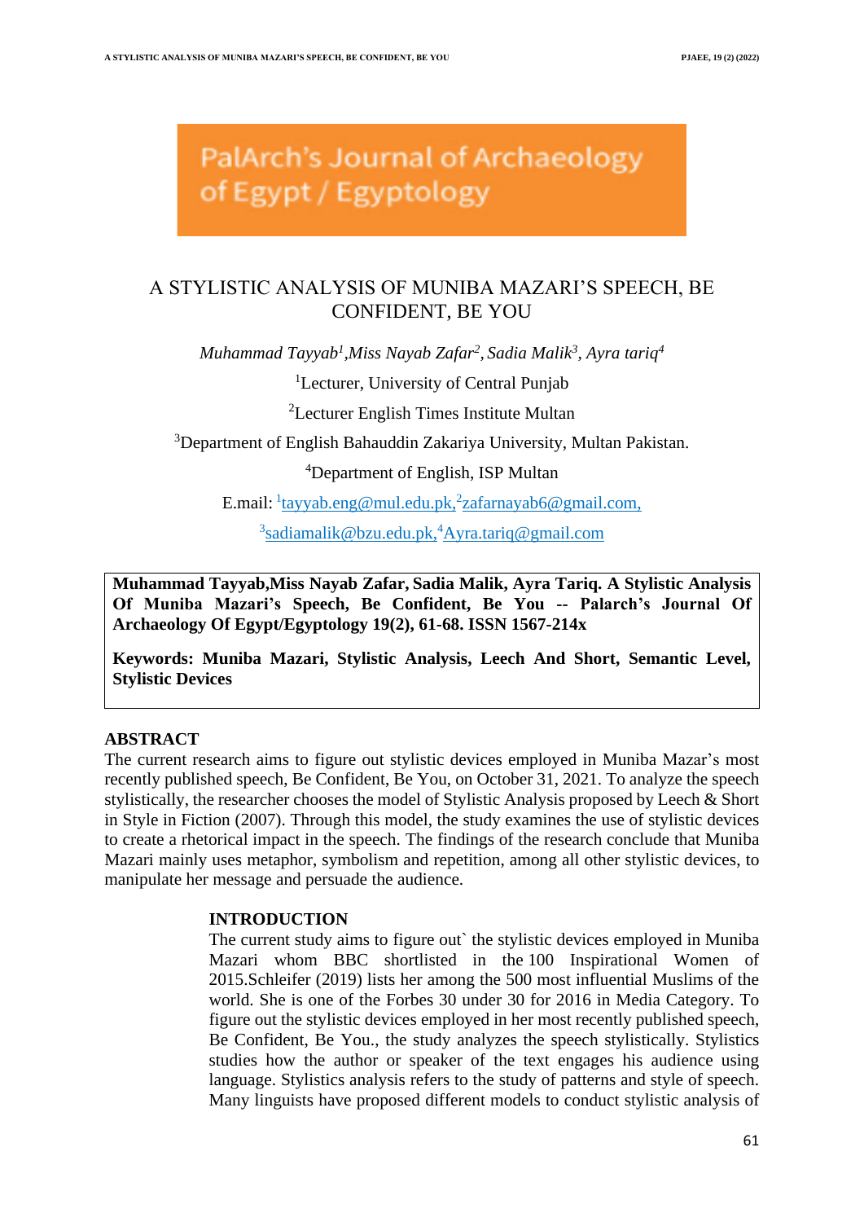PalArch's Journal of Archaeology of Egypt / Egyptology

# A STYLISTIC ANALYSIS OF MUNIBA MAZARI'S SPEECH, BE CONFIDENT, BE YOU

*Muhammad Tayyab[1],Miss Nayab Zafar[2], Sadia Malik[3], Ayra tariq[4]*

[1]Lecturer, University of Central Punjab

[2]Lecturer English Times Institute Multan

[3]Department of English Bahauddin Zakariya University, Multan Pakistan.

[4]Department of English, ISP Multan

E.mail: [1]tayyab.eng@mul.edu.pk,[2]zafarnayab6@gmail.com, [3]sadiamalik@bzu.edu.pk,[4]Ayra.tariq@gmail.com

**Muhammad Tayyab,Miss Nayab Zafar, Sadia Malik, Ayra Tariq. A Stylistic Analysis Of Muniba Mazari's Speech, Be Confident, Be You -- Palarch's Journal Of Archaeology Of Egypt/Egyptology 19(2), 61-68. ISSN 1567-214x**

**Keywords: Muniba Mazari, Stylistic Analysis, Leech And Short, Semantic Level, Stylistic Devices**

## ABSTRACT

The current research aims to figure out stylistic devices employed in Muniba Mazar's most recently published speech, Be Confident, Be You, on October 31, 2021. To analyze the speech stylistically, the researcher chooses the model of Stylistic Analysis proposed by Leech & Short in Style in Fiction (2007). Through this model, the study examines the use of stylistic devices to create a rhetorical impact in the speech. The findings of the research conclude that Muniba Mazari mainly uses metaphor, symbolism and repetition, among all other stylistic devices, to manipulate her message and persuade the audience.

## INTRODUCTION

The current study aims to figure out` the stylistic devices employed in Muniba Mazari whom BBC shortlisted in the 100 Inspirational Women of 2015.Schleifer (2019) lists her among the 500 most influential Muslims of the world. She is one of the Forbes 30 under 30 for 2016 in Media Category. To figure out the stylistic devices employed in her most recently published speech, Be Confident, Be You., the study analyzes the speech stylistically. Stylistics studies how the author or speaker of the text engages his audience using language. Stylistics analysis refers to the study of patterns and style of speech. Many linguists have proposed different models to conduct stylistic analysis of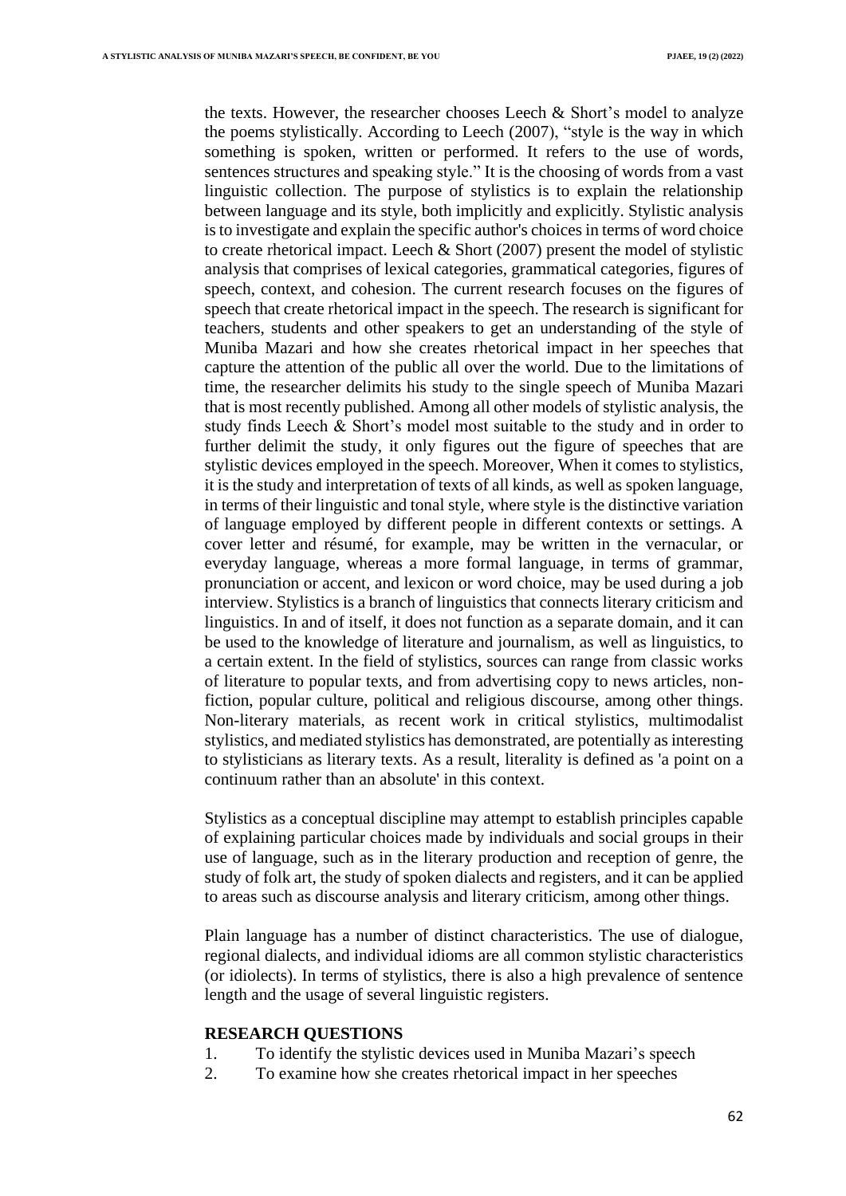the texts. However, the researcher chooses Leech & Short's model to analyze the poems stylistically. According to Leech (2007), "style is the way in which something is spoken, written or performed. It refers to the use of words, sentences structures and speaking style." It is the choosing of words from a vast linguistic collection. The purpose of stylistics is to explain the relationship between language and its style, both implicitly and explicitly. Stylistic analysis is to investigate and explain the specific author's choices in terms of word choice to create rhetorical impact. Leech & Short (2007) present the model of stylistic analysis that comprises of lexical categories, grammatical categories, figures of speech, context, and cohesion. The current research focuses on the figures of speech that create rhetorical impact in the speech. The research is significant for teachers, students and other speakers to get an understanding of the style of Muniba Mazari and how she creates rhetorical impact in her speeches that capture the attention of the public all over the world. Due to the limitations of time, the researcher delimits his study to the single speech of Muniba Mazari that is most recently published. Among all other models of stylistic analysis, the study finds Leech & Short's model most suitable to the study and in order to further delimit the study, it only figures out the figure of speeches that are stylistic devices employed in the speech. Moreover, When it comes to stylistics, it is the study and interpretation of texts of all kinds, as well as spoken language, in terms of their linguistic and tonal style, where style is the distinctive variation of language employed by different people in different contexts or settings. A cover letter and résumé, for example, may be written in the vernacular, or everyday language, whereas a more formal language, in terms of grammar, pronunciation or accent, and lexicon or word choice, may be used during a job interview. Stylistics is a branch of linguistics that connects literary criticism and linguistics. In and of itself, it does not function as a separate domain, and it can be used to the knowledge of literature and journalism, as well as linguistics, to a certain extent. In the field of stylistics, sources can range from classic works of literature to popular texts, and from advertising copy to news articles, non-fiction, popular culture, political and religious discourse, among other things. Non-literary materials, as recent work in critical stylistics, multimodalist stylistics, and mediated stylistics has demonstrated, are potentially as interesting to stylisticians as literary texts. As a result, literality is defined as 'a point on a continuum rather than an absolute' in this context.

Stylistics as a conceptual discipline may attempt to establish principles capable of explaining particular choices made by individuals and social groups in their use of language, such as in the literary production and reception of genre, the study of folk art, the study of spoken dialects and registers, and it can be applied to areas such as discourse analysis and literary criticism, among other things.

Plain language has a number of distinct characteristics. The use of dialogue, regional dialects, and individual idioms are all common stylistic characteristics (or idiolects). In terms of stylistics, there is also a high prevalence of sentence length and the usage of several linguistic registers.

## RESEARCH QUESTIONS

1. To identify the stylistic devices used in Muniba Mazari's speech
2. To examine how she creates rhetorical impact in her speeches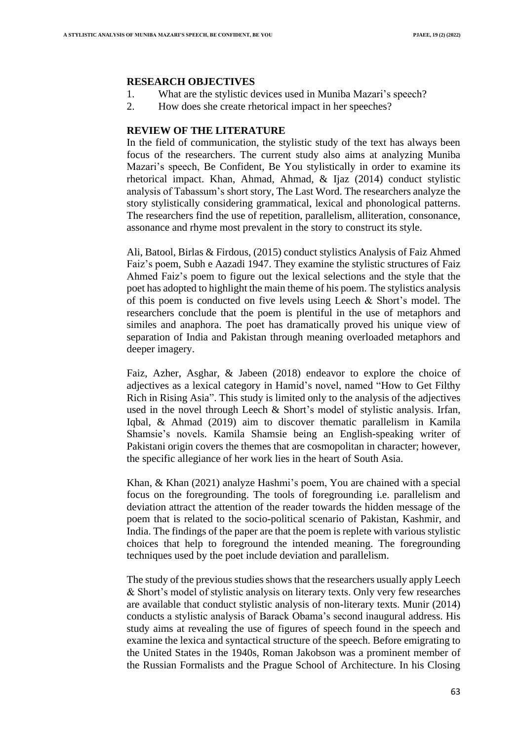## RESEARCH OBJECTIVES

1. What are the stylistic devices used in Muniba Mazari's speech?
2. How does she create rhetorical impact in her speeches?

## REVIEW OF THE LITERATURE

In the field of communication, the stylistic study of the text has always been focus of the researchers. The current study also aims at analyzing Muniba Mazari's speech, Be Confident, Be You stylistically in order to examine its rhetorical impact. Khan, Ahmad, Ahmad, & Ijaz (2014) conduct stylistic analysis of Tabassum's short story, The Last Word. The researchers analyze the story stylistically considering grammatical, lexical and phonological patterns. The researchers find the use of repetition, parallelism, alliteration, consonance, assonance and rhyme most prevalent in the story to construct its style.

Ali, Batool, Birlas & Firdous, (2015) conduct stylistics Analysis of Faiz Ahmed Faiz's poem, Subh e Aazadi 1947. They examine the stylistic structures of Faiz Ahmed Faiz's poem to figure out the lexical selections and the style that the poet has adopted to highlight the main theme of his poem. The stylistics analysis of this poem is conducted on five levels using Leech & Short's model. The researchers conclude that the poem is plentiful in the use of metaphors and similes and anaphora. The poet has dramatically proved his unique view of separation of India and Pakistan through meaning overloaded metaphors and deeper imagery.

Faiz, Azher, Asghar, & Jabeen (2018) endeavor to explore the choice of adjectives as a lexical category in Hamid's novel, named "How to Get Filthy Rich in Rising Asia". This study is limited only to the analysis of the adjectives used in the novel through Leech & Short's model of stylistic analysis. Irfan, Iqbal, & Ahmad (2019) aim to discover thematic parallelism in Kamila Shamsie's novels. Kamila Shamsie being an English-speaking writer of Pakistani origin covers the themes that are cosmopolitan in character; however, the specific allegiance of her work lies in the heart of South Asia.

Khan, & Khan (2021) analyze Hashmi's poem, You are chained with a special focus on the foregrounding. The tools of foregrounding i.e. parallelism and deviation attract the attention of the reader towards the hidden message of the poem that is related to the socio-political scenario of Pakistan, Kashmir, and India. The findings of the paper are that the poem is replete with various stylistic choices that help to foreground the intended meaning. The foregrounding techniques used by the poet include deviation and parallelism.

The study of the previous studies shows that the researchers usually apply Leech & Short's model of stylistic analysis on literary texts. Only very few researches are available that conduct stylistic analysis of non-literary texts. Munir (2014) conducts a stylistic analysis of Barack Obama's second inaugural address. His study aims at revealing the use of figures of speech found in the speech and examine the lexica and syntactical structure of the speech. Before emigrating to the United States in the 1940s, Roman Jakobson was a prominent member of the Russian Formalists and the Prague School of Architecture. In his Closing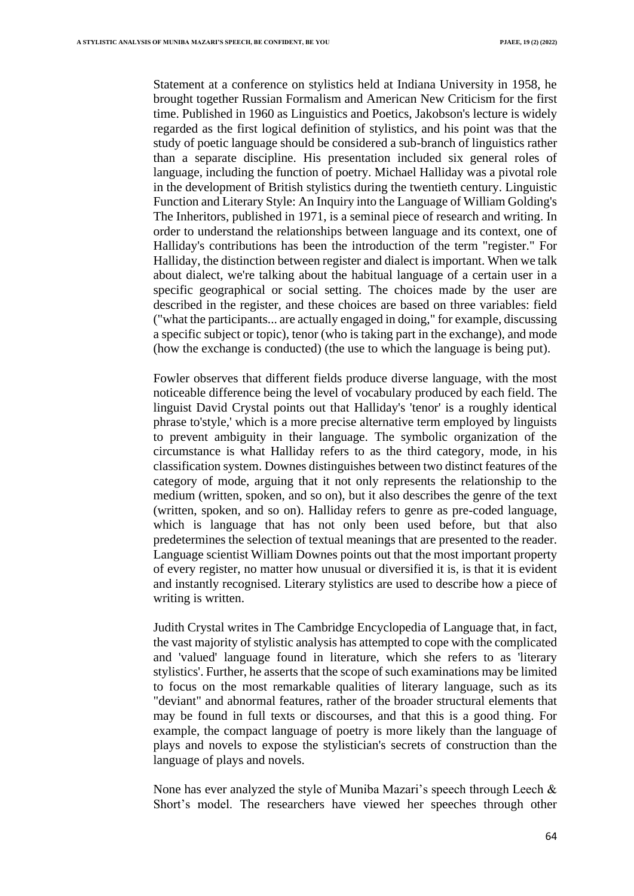Statement at a conference on stylistics held at Indiana University in 1958, he brought together Russian Formalism and American New Criticism for the first time. Published in 1960 as Linguistics and Poetics, Jakobson's lecture is widely regarded as the first logical definition of stylistics, and his point was that the study of poetic language should be considered a sub-branch of linguistics rather than a separate discipline. His presentation included six general roles of language, including the function of poetry. Michael Halliday was a pivotal role in the development of British stylistics during the twentieth century. Linguistic Function and Literary Style: An Inquiry into the Language of William Golding's The Inheritors, published in 1971, is a seminal piece of research and writing. In order to understand the relationships between language and its context, one of Halliday's contributions has been the introduction of the term "register." For Halliday, the distinction between register and dialect is important. When we talk about dialect, we're talking about the habitual language of a certain user in a specific geographical or social setting. The choices made by the user are described in the register, and these choices are based on three variables: field ("what the participants... are actually engaged in doing," for example, discussing a specific subject or topic), tenor (who is taking part in the exchange), and mode (how the exchange is conducted) (the use to which the language is being put).

Fowler observes that different fields produce diverse language, with the most noticeable difference being the level of vocabulary produced by each field. The linguist David Crystal points out that Halliday's 'tenor' is a roughly identical phrase to'style,' which is a more precise alternative term employed by linguists to prevent ambiguity in their language. The symbolic organization of the circumstance is what Halliday refers to as the third category, mode, in his classification system. Downes distinguishes between two distinct features of the category of mode, arguing that it not only represents the relationship to the medium (written, spoken, and so on), but it also describes the genre of the text (written, spoken, and so on). Halliday refers to genre as pre-coded language, which is language that has not only been used before, but that also predetermines the selection of textual meanings that are presented to the reader. Language scientist William Downes points out that the most important property of every register, no matter how unusual or diversified it is, is that it is evident and instantly recognised. Literary stylistics are used to describe how a piece of writing is written.

Judith Crystal writes in The Cambridge Encyclopedia of Language that, in fact, the vast majority of stylistic analysis has attempted to cope with the complicated and 'valued' language found in literature, which she refers to as 'literary stylistics'. Further, he asserts that the scope of such examinations may be limited to focus on the most remarkable qualities of literary language, such as its "deviant" and abnormal features, rather of the broader structural elements that may be found in full texts or discourses, and that this is a good thing. For example, the compact language of poetry is more likely than the language of plays and novels to expose the stylistician's secrets of construction than the language of plays and novels.

None has ever analyzed the style of Muniba Mazari's speech through Leech & Short's model. The researchers have viewed her speeches through other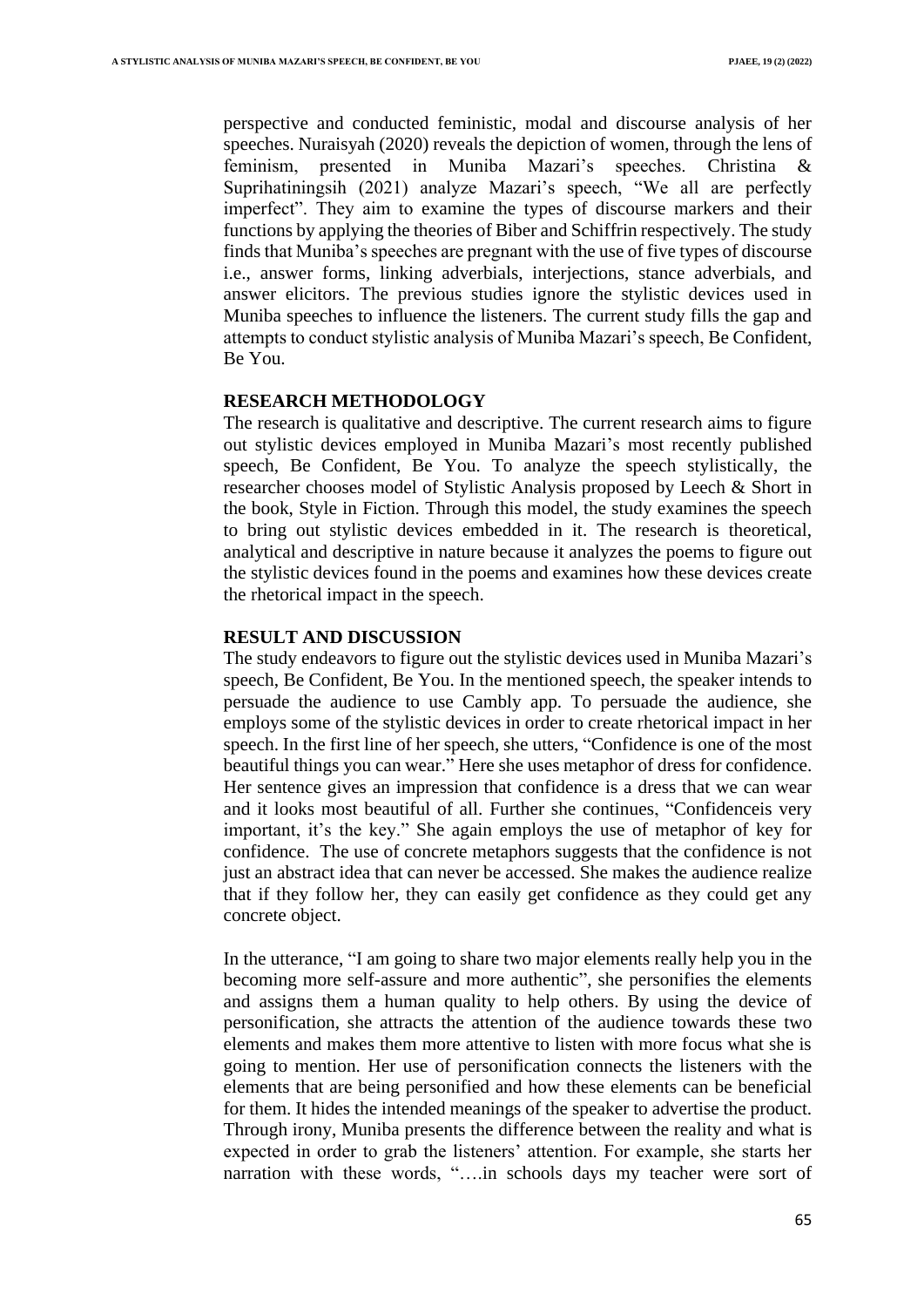perspective and conducted feministic, modal and discourse analysis of her speeches. Nuraisyah (2020) reveals the depiction of women, through the lens of feminism, presented in Muniba Mazari's speeches. Christina & Suprihatiningsih (2021) analyze Mazari's speech, "We all are perfectly imperfect". They aim to examine the types of discourse markers and their functions by applying the theories of Biber and Schiffrin respectively. The study finds that Muniba's speeches are pregnant with the use of five types of discourse i.e., answer forms, linking adverbials, interjections, stance adverbials, and answer elicitors. The previous studies ignore the stylistic devices used in Muniba speeches to influence the listeners. The current study fills the gap and attempts to conduct stylistic analysis of Muniba Mazari's speech, Be Confident, Be You.

## RESEARCH METHODOLOGY

The research is qualitative and descriptive. The current research aims to figure out stylistic devices employed in Muniba Mazari's most recently published speech, Be Confident, Be You. To analyze the speech stylistically, the researcher chooses model of Stylistic Analysis proposed by Leech & Short in the book, Style in Fiction. Through this model, the study examines the speech to bring out stylistic devices embedded in it. The research is theoretical, analytical and descriptive in nature because it analyzes the poems to figure out the stylistic devices found in the poems and examines how these devices create the rhetorical impact in the speech.

## RESULT AND DISCUSSION

The study endeavors to figure out the stylistic devices used in Muniba Mazari's speech, Be Confident, Be You. In the mentioned speech, the speaker intends to persuade the audience to use Cambly app. To persuade the audience, she employs some of the stylistic devices in order to create rhetorical impact in her speech. In the first line of her speech, she utters, "Confidence is one of the most beautiful things you can wear." Here she uses metaphor of dress for confidence. Her sentence gives an impression that confidence is a dress that we can wear and it looks most beautiful of all. Further she continues, "Confidenceis very important, it's the key." She again employs the use of metaphor of key for confidence. The use of concrete metaphors suggests that the confidence is not just an abstract idea that can never be accessed. She makes the audience realize that if they follow her, they can easily get confidence as they could get any concrete object.

In the utterance, "I am going to share two major elements really help you in the becoming more self-assure and more authentic", she personifies the elements and assigns them a human quality to help others. By using the device of personification, she attracts the attention of the audience towards these two elements and makes them more attentive to listen with more focus what she is going to mention. Her use of personification connects the listeners with the elements that are being personified and how these elements can be beneficial for them. It hides the intended meanings of the speaker to advertise the product. Through irony, Muniba presents the difference between the reality and what is expected in order to grab the listeners' attention. For example, she starts her narration with these words, "….in schools days my teacher were sort of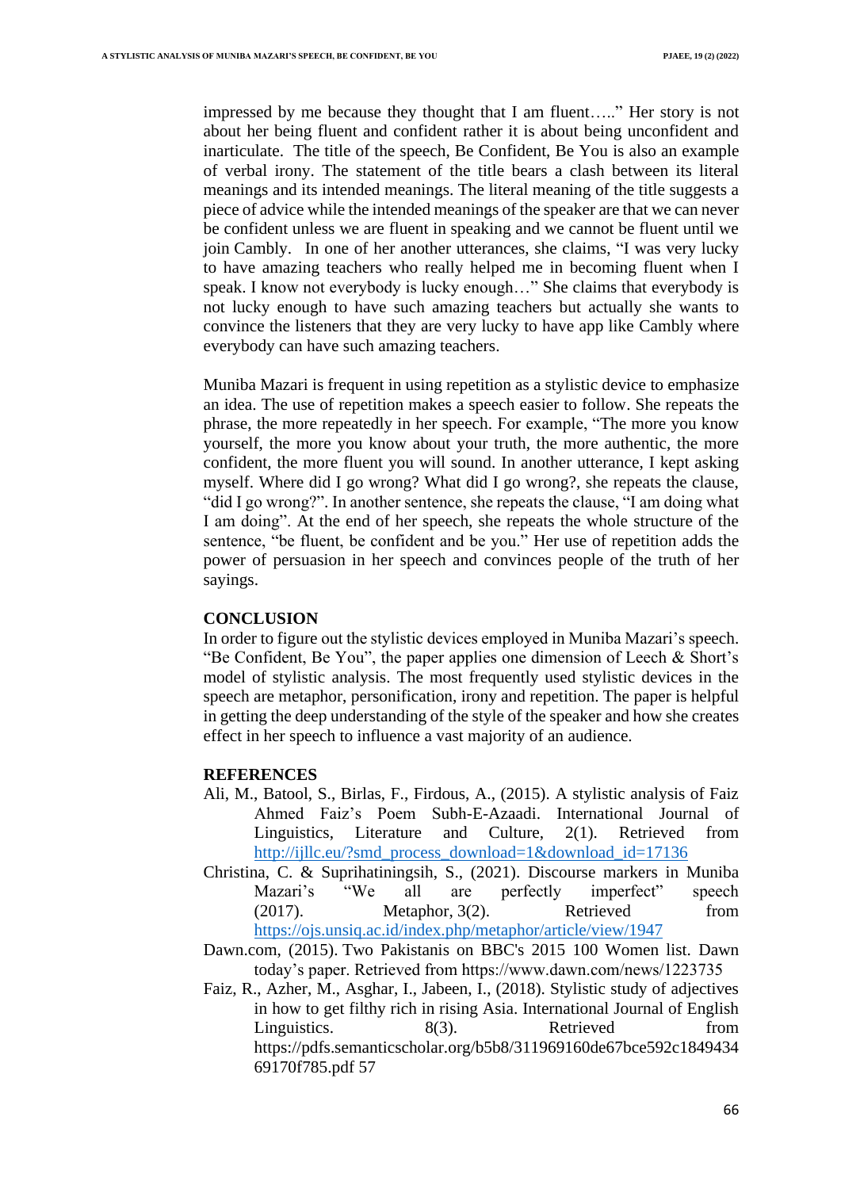impressed by me because they thought that I am fluent….." Her story is not about her being fluent and confident rather it is about being unconfident and inarticulate. The title of the speech, Be Confident, Be You is also an example of verbal irony. The statement of the title bears a clash between its literal meanings and its intended meanings. The literal meaning of the title suggests a piece of advice while the intended meanings of the speaker are that we can never be confident unless we are fluent in speaking and we cannot be fluent until we join Cambly. In one of her another utterances, she claims, "I was very lucky to have amazing teachers who really helped me in becoming fluent when I speak. I know not everybody is lucky enough…" She claims that everybody is not lucky enough to have such amazing teachers but actually she wants to convince the listeners that they are very lucky to have app like Cambly where everybody can have such amazing teachers.

Muniba Mazari is frequent in using repetition as a stylistic device to emphasize an idea. The use of repetition makes a speech easier to follow. She repeats the phrase, the more repeatedly in her speech. For example, "The more you know yourself, the more you know about your truth, the more authentic, the more confident, the more fluent you will sound. In another utterance, I kept asking myself. Where did I go wrong? What did I go wrong?, she repeats the clause, "did I go wrong?". In another sentence, she repeats the clause, "I am doing what I am doing". At the end of her speech, she repeats the whole structure of the sentence, "be fluent, be confident and be you." Her use of repetition adds the power of persuasion in her speech and convinces people of the truth of her sayings.

## CONCLUSION

In order to figure out the stylistic devices employed in Muniba Mazari's speech. "Be Confident, Be You", the paper applies one dimension of Leech & Short's model of stylistic analysis. The most frequently used stylistic devices in the speech are metaphor, personification, irony and repetition. The paper is helpful in getting the deep understanding of the style of the speaker and how she creates effect in her speech to influence a vast majority of an audience.

## REFERENCES

Ali, M., Batool, S., Birlas, F., Firdous, A., (2015). A stylistic analysis of Faiz Ahmed Faiz's Poem Subh-E-Azaadi. International Journal of Linguistics, Literature and Culture, 2(1). Retrieved from http://ijllc.eu/?smd_process_download=1&download_id=17136

Christina, C. & Suprihatiningsih, S., (2021). Discourse markers in Muniba Mazari's "We all are perfectly imperfect" speech (2017). Metaphor, 3(2). Retrieved from https://ojs.unsiq.ac.id/index.php/metaphor/article/view/1947

Dawn.com, (2015). Two Pakistanis on BBC's 2015 100 Women list. Dawn today's paper. Retrieved from https://www.dawn.com/news/1223735

Faiz, R., Azher, M., Asghar, I., Jabeen, I., (2018). Stylistic study of adjectives in how to get filthy rich in rising Asia. International Journal of English Linguistics. 8(3). Retrieved from https://pdfs.semanticscholar.org/b5b8/311969160de67bce592c1849434 69170f785.pdf 57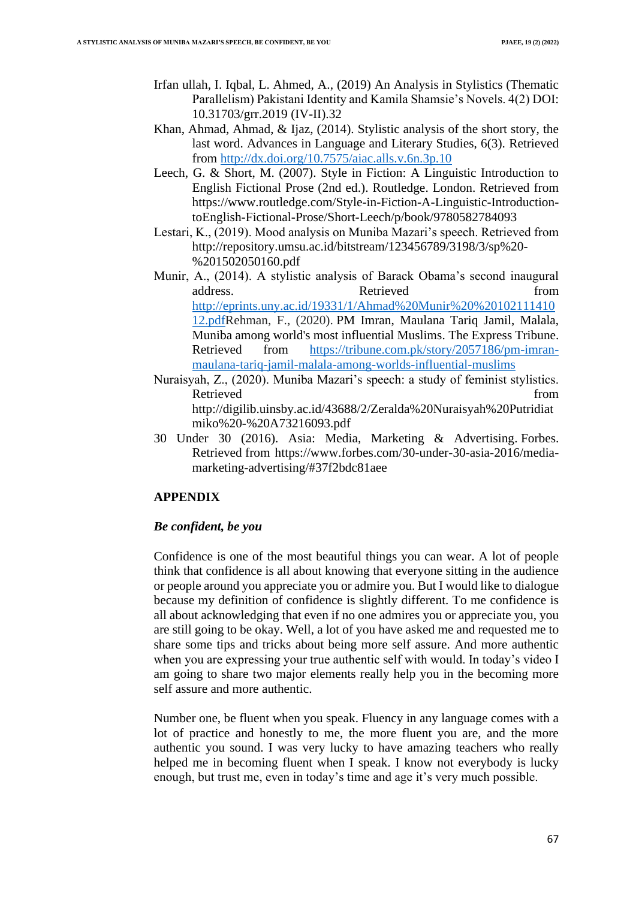Irfan ullah, I. Iqbal, L. Ahmed, A., (2019) An Analysis in Stylistics (Thematic Parallelism) Pakistani Identity and Kamila Shamsie's Novels. 4(2) DOI: 10.31703/grr.2019 (IV-II).32

Khan, Ahmad, Ahmad, & Ijaz, (2014). Stylistic analysis of the short story, the last word. Advances in Language and Literary Studies, 6(3). Retrieved from http://dx.doi.org/10.7575/aiac.alls.v.6n.3p.10

Leech, G. & Short, M. (2007). Style in Fiction: A Linguistic Introduction to English Fictional Prose (2nd ed.). Routledge. London. Retrieved from https://www.routledge.com/Style-in-Fiction-A-Linguistic-Introduction-toEnglish-Fictional-Prose/Short-Leech/p/book/9780582784093

Lestari, K., (2019). Mood analysis on Muniba Mazari's speech. Retrieved from http://repository.umsu.ac.id/bitstream/123456789/3198/3/sp%20-%201502050160.pdf

Munir, A., (2014). A stylistic analysis of Barack Obama's second inaugural address. Retrieved from http://eprints.uny.ac.id/19331/1/Ahmad%20Munir%20%2010211141012.pdfRehman, F., (2020). PM Imran, Maulana Tariq Jamil, Malala, Muniba among world's most influential Muslims. The Express Tribune. Retrieved from https://tribune.com.pk/story/2057186/pm-imran-maulana-tariq-jamil-malala-among-worlds-influential-muslims

Nuraisyah, Z., (2020). Muniba Mazari's speech: a study of feminist stylistics. Retrieved from http://digilib.uinsby.ac.id/43688/2/Zeralda%20Nuraisyah%20Putridiatmiko%20-%20A73216093.pdf

30 Under 30 (2016). Asia: Media, Marketing & Advertising. Forbes. Retrieved from https://www.forbes.com/30-under-30-asia-2016/media-marketing-advertising/#37f2bdc81aee

## APPENDIX

### *Be confident, be you*

Confidence is one of the most beautiful things you can wear. A lot of people think that confidence is all about knowing that everyone sitting in the audience or people around you appreciate you or admire you. But I would like to dialogue because my definition of confidence is slightly different. To me confidence is all about acknowledging that even if no one admires you or appreciate you, you are still going to be okay. Well, a lot of you have asked me and requested me to share some tips and tricks about being more self assure. And more authentic when you are expressing your true authentic self with would. In today's video I am going to share two major elements really help you in the becoming more self assure and more authentic.

Number one, be fluent when you speak. Fluency in any language comes with a lot of practice and honestly to me, the more fluent you are, and the more authentic you sound. I was very lucky to have amazing teachers who really helped me in becoming fluent when I speak. I know not everybody is lucky enough, but trust me, even in today's time and age it's very much possible.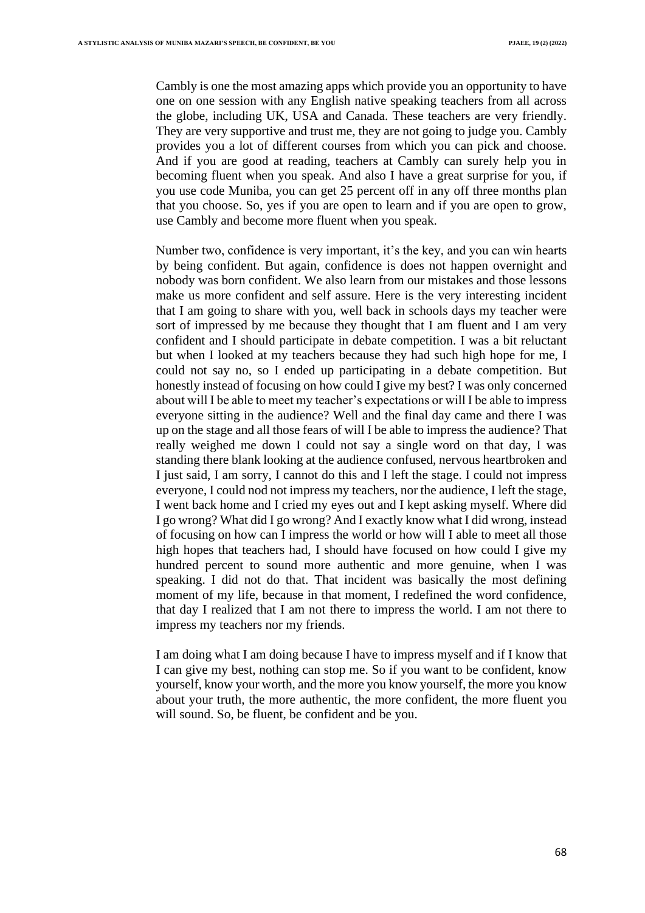Cambly is one the most amazing apps which provide you an opportunity to have one on one session with any English native speaking teachers from all across the globe, including UK, USA and Canada. These teachers are very friendly. They are very supportive and trust me, they are not going to judge you. Cambly provides you a lot of different courses from which you can pick and choose. And if you are good at reading, teachers at Cambly can surely help you in becoming fluent when you speak. And also I have a great surprise for you, if you use code Muniba, you can get 25 percent off in any off three months plan that you choose. So, yes if you are open to learn and if you are open to grow, use Cambly and become more fluent when you speak.

Number two, confidence is very important, it's the key, and you can win hearts by being confident. But again, confidence is does not happen overnight and nobody was born confident. We also learn from our mistakes and those lessons make us more confident and self assure. Here is the very interesting incident that I am going to share with you, well back in schools days my teacher were sort of impressed by me because they thought that I am fluent and I am very confident and I should participate in debate competition. I was a bit reluctant but when I looked at my teachers because they had such high hope for me, I could not say no, so I ended up participating in a debate competition. But honestly instead of focusing on how could I give my best? I was only concerned about will I be able to meet my teacher's expectations or will I be able to impress everyone sitting in the audience? Well and the final day came and there I was up on the stage and all those fears of will I be able to impress the audience? That really weighed me down I could not say a single word on that day, I was standing there blank looking at the audience confused, nervous heartbroken and I just said, I am sorry, I cannot do this and I left the stage. I could not impress everyone, I could nod not impress my teachers, nor the audience, I left the stage, I went back home and I cried my eyes out and I kept asking myself. Where did I go wrong? What did I go wrong? And I exactly know what I did wrong, instead of focusing on how can I impress the world or how will I able to meet all those high hopes that teachers had, I should have focused on how could I give my hundred percent to sound more authentic and more genuine, when I was speaking. I did not do that. That incident was basically the most defining moment of my life, because in that moment, I redefined the word confidence, that day I realized that I am not there to impress the world. I am not there to impress my teachers nor my friends.

I am doing what I am doing because I have to impress myself and if I know that I can give my best, nothing can stop me. So if you want to be confident, know yourself, know your worth, and the more you know yourself, the more you know about your truth, the more authentic, the more confident, the more fluent you will sound. So, be fluent, be confident and be you.